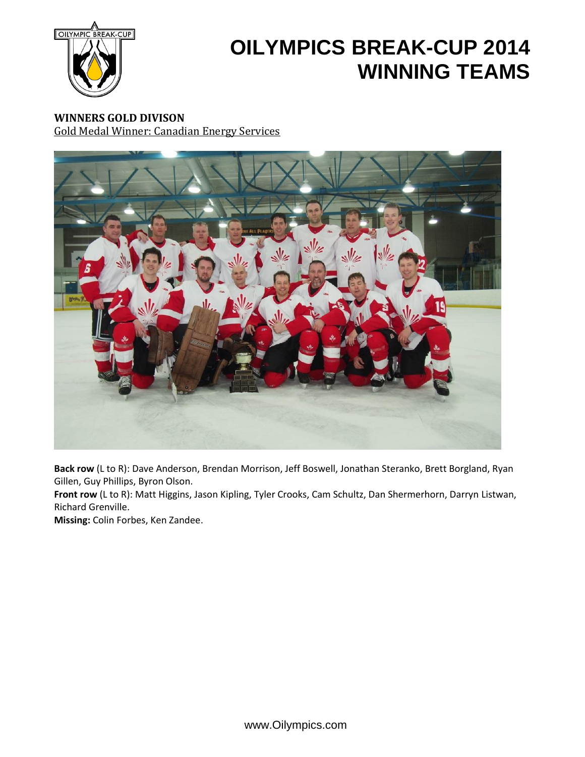# OILYMPICS BREAK-CUP 2014 WINNING TEAMS

**WINNERS GOLD DIVISON**

Gold Medal Winner: Canadian Energy Services

**Back row** (L to R): Dave Anderson, Brendan Morrison, Jeff Boswell, Jonathan Steranko, Brett Borgland, Ryan Gillen, Guy Phillips, Byron Olson.

**Front row** (L to R): Matt Higgins, Jason Kipling, Tyler Crooks, Cam Schultz, Dan Shermerhorn, Darryn Listwan, Richard Grenville.

**Missing:** Colin Forbes, Ken Zandee.

www.Oilympics.com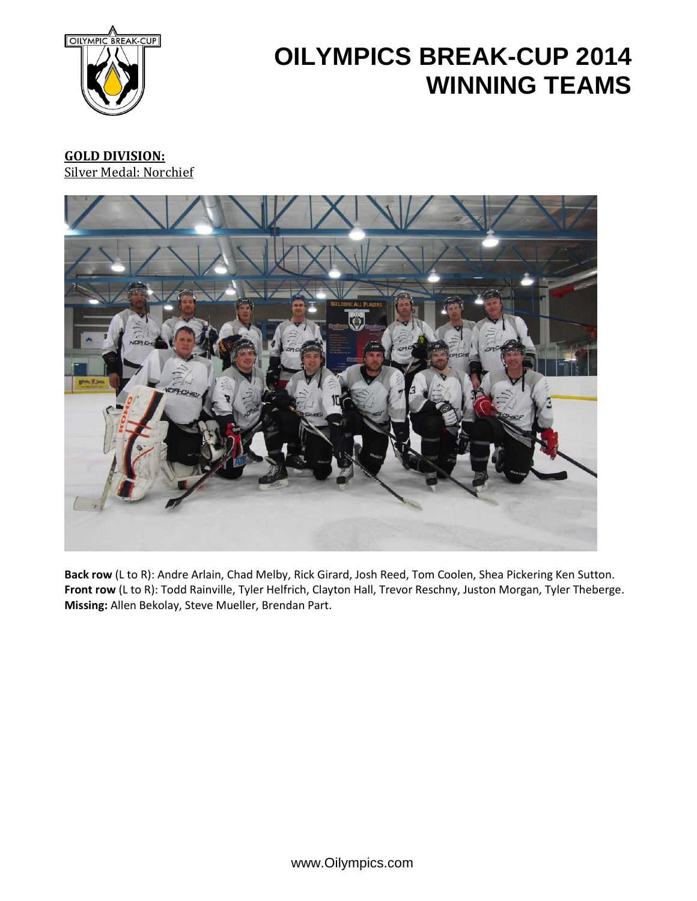# OILYMPICS BREAK-CUP 2014 WINNING TEAMS

**GOLD DIVISION:**

Silver Medal: Norchief

**Back row** (L to R): Andre Arlain, Chad Melby, Rick Girard, Josh Reed, Tom Coolen, Shea Pickering Ken Sutton.
**Front row** (L to R): Todd Rainville, Tyler Helfrich, Clayton Hall, Trevor Reschny, Juston Morgan, Tyler Theberge.
**Missing:** Allen Bekolay, Steve Mueller, Brendan Part.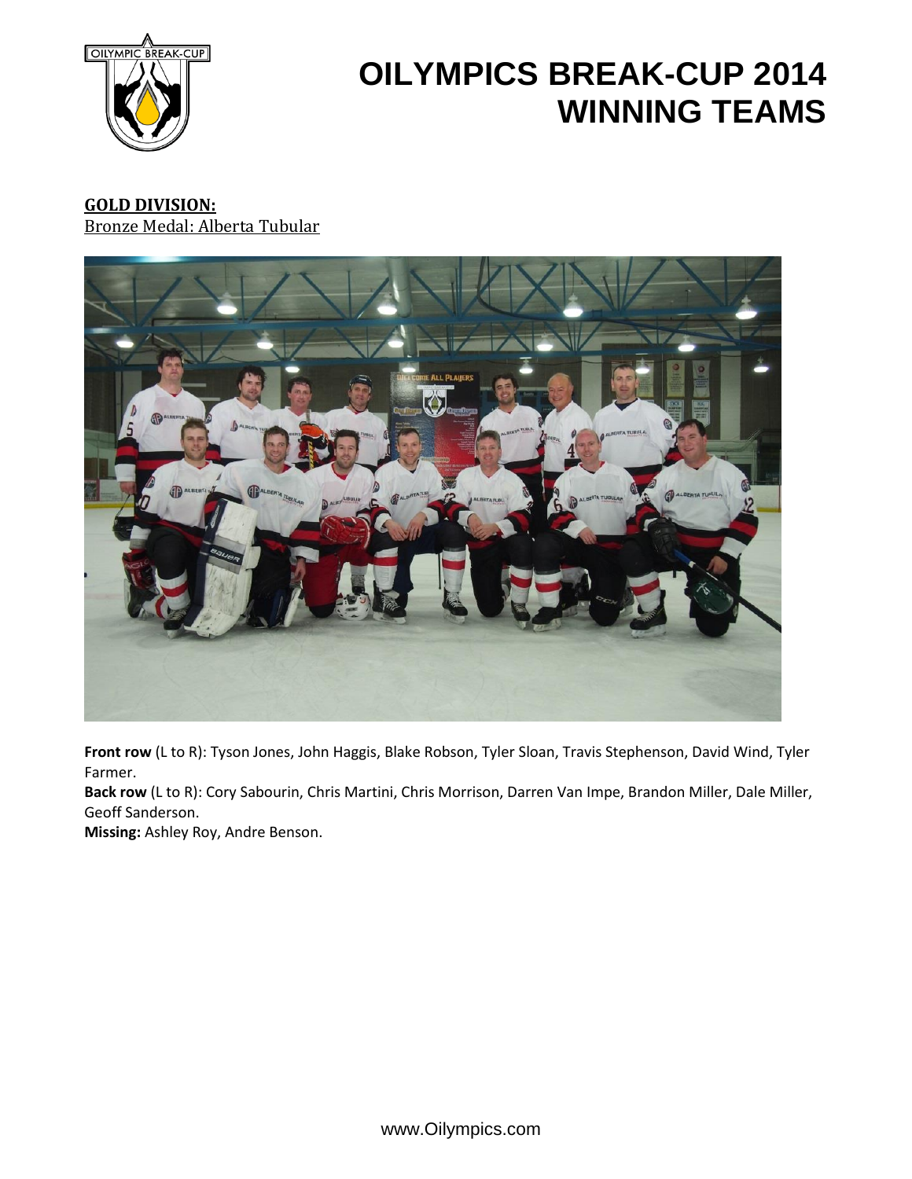# OILYMPICS BREAK-CUP 2014 WINNING TEAMS

**GOLD DIVISION:**

Bronze Medal: Alberta Tubular

**Front row** (L to R): Tyson Jones, John Haggis, Blake Robson, Tyler Sloan, Travis Stephenson, David Wind, Tyler Farmer.

**Back row** (L to R): Cory Sabourin, Chris Martini, Chris Morrison, Darren Van Impe, Brandon Miller, Dale Miller, Geoff Sanderson.

**Missing:** Ashley Roy, Andre Benson.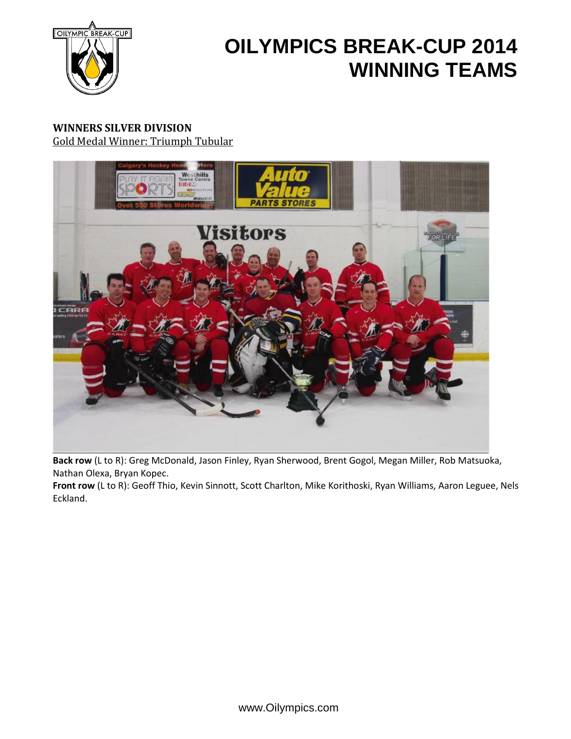# OILYMPICS BREAK-CUP 2014 WINNING TEAMS

**WINNERS SILVER DIVISION**

Gold Medal Winner: Triumph Tubular

**Back row** (L to R): Greg McDonald, Jason Finley, Ryan Sherwood, Brent Gogol, Megan Miller, Rob Matsuoka, Nathan Olexa, Bryan Kopec.

**Front row** (L to R): Geoff Thio, Kevin Sinnott, Scott Charlton, Mike Korithoski, Ryan Williams, Aaron Leguee, Nels Eckland.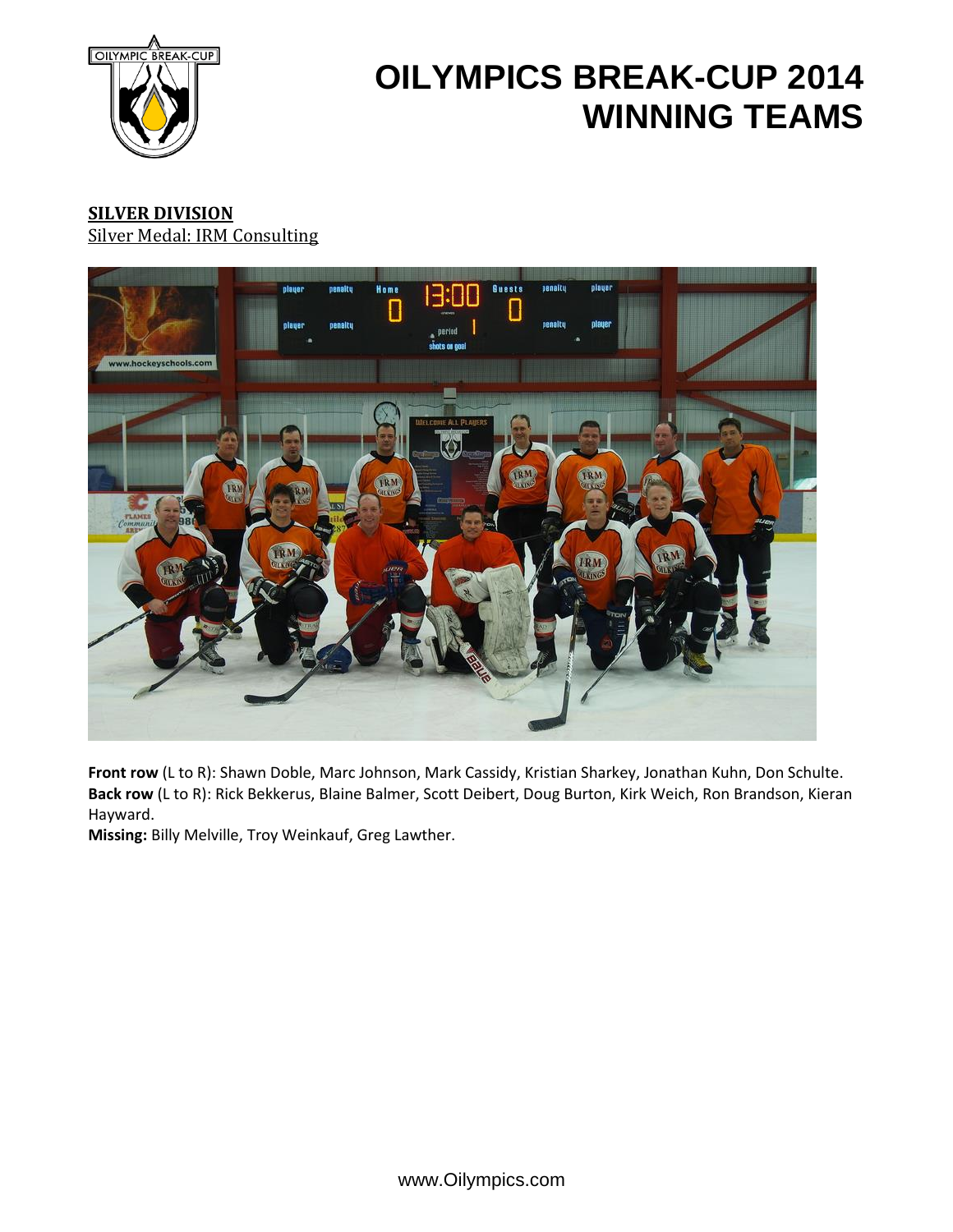# OILYMPICS BREAK-CUP 2014 WINNING TEAMS

## SILVER DIVISION

Silver Medal: IRM Consulting

**Front row** (L to R): Shawn Doble, Marc Johnson, Mark Cassidy, Kristian Sharkey, Jonathan Kuhn, Don Schulte.
**Back row** (L to R): Rick Bekkerus, Blaine Balmer, Scott Deibert, Doug Burton, Kirk Weich, Ron Brandson, Kieran Hayward.
**Missing:** Billy Melville, Troy Weinkauf, Greg Lawther.

www.Oilympics.com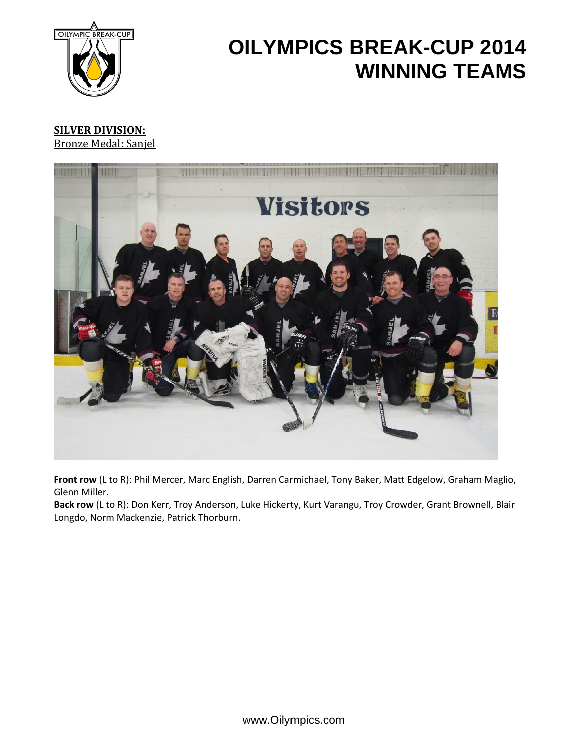# OILYMPICS BREAK-CUP 2014 WINNING TEAMS

**SILVER DIVISION:**

Bronze Medal: Sanjel

**Front row** (L to R): Phil Mercer, Marc English, Darren Carmichael, Tony Baker, Matt Edgelow, Graham Maglio, Glenn Miller.

**Back row** (L to R): Don Kerr, Troy Anderson, Luke Hickerty, Kurt Varangu, Troy Crowder, Grant Brownell, Blair Longdo, Norm Mackenzie, Patrick Thorburn.

www.Oilympics.com